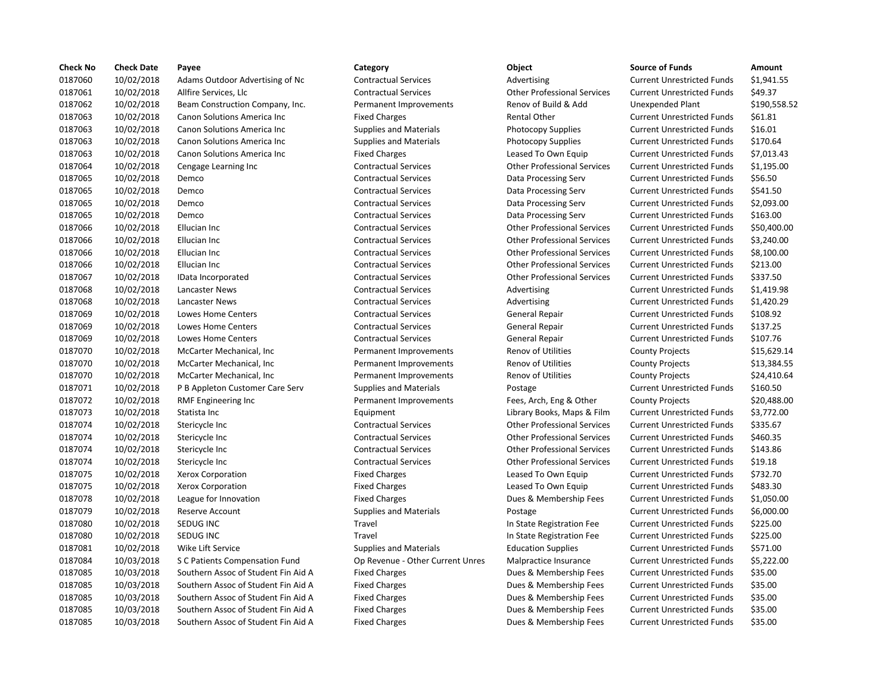| Check No | Check Date | Payee | Category | Object | Source of Funds | Amount |
| --- | --- | --- | --- | --- | --- | --- |
| 0187060 | 10/02/2018 | Adams Outdoor Advertising of Nc | Contractual Services | Advertising | Current Unrestricted Funds | $1,941.55 |
| 0187061 | 10/02/2018 | Allfire Services, Llc | Contractual Services | Other Professional Services | Current Unrestricted Funds | $49.37 |
| 0187062 | 10/02/2018 | Beam Construction Company, Inc. | Permanent Improvements | Renov of Build & Add | Unexpended Plant | $190,558.52 |
| 0187063 | 10/02/2018 | Canon Solutions America Inc | Fixed Charges | Rental Other | Current Unrestricted Funds | $61.81 |
| 0187063 | 10/02/2018 | Canon Solutions America Inc | Supplies and Materials | Photocopy Supplies | Current Unrestricted Funds | $16.01 |
| 0187063 | 10/02/2018 | Canon Solutions America Inc | Supplies and Materials | Photocopy Supplies | Current Unrestricted Funds | $170.64 |
| 0187063 | 10/02/2018 | Canon Solutions America Inc | Fixed Charges | Leased To Own Equip | Current Unrestricted Funds | $7,013.43 |
| 0187064 | 10/02/2018 | Cengage Learning Inc | Contractual Services | Other Professional Services | Current Unrestricted Funds | $1,195.00 |
| 0187065 | 10/02/2018 | Demco | Contractual Services | Data Processing Serv | Current Unrestricted Funds | $56.50 |
| 0187065 | 10/02/2018 | Demco | Contractual Services | Data Processing Serv | Current Unrestricted Funds | $541.50 |
| 0187065 | 10/02/2018 | Demco | Contractual Services | Data Processing Serv | Current Unrestricted Funds | $2,093.00 |
| 0187065 | 10/02/2018 | Demco | Contractual Services | Data Processing Serv | Current Unrestricted Funds | $163.00 |
| 0187066 | 10/02/2018 | Ellucian Inc | Contractual Services | Other Professional Services | Current Unrestricted Funds | $50,400.00 |
| 0187066 | 10/02/2018 | Ellucian Inc | Contractual Services | Other Professional Services | Current Unrestricted Funds | $3,240.00 |
| 0187066 | 10/02/2018 | Ellucian Inc | Contractual Services | Other Professional Services | Current Unrestricted Funds | $8,100.00 |
| 0187066 | 10/02/2018 | Ellucian Inc | Contractual Services | Other Professional Services | Current Unrestricted Funds | $213.00 |
| 0187067 | 10/02/2018 | IData Incorporated | Contractual Services | Other Professional Services | Current Unrestricted Funds | $337.50 |
| 0187068 | 10/02/2018 | Lancaster News | Contractual Services | Advertising | Current Unrestricted Funds | $1,419.98 |
| 0187068 | 10/02/2018 | Lancaster News | Contractual Services | Advertising | Current Unrestricted Funds | $1,420.29 |
| 0187069 | 10/02/2018 | Lowes Home Centers | Contractual Services | General Repair | Current Unrestricted Funds | $108.92 |
| 0187069 | 10/02/2018 | Lowes Home Centers | Contractual Services | General Repair | Current Unrestricted Funds | $137.25 |
| 0187069 | 10/02/2018 | Lowes Home Centers | Contractual Services | General Repair | Current Unrestricted Funds | $107.76 |
| 0187070 | 10/02/2018 | McCarter Mechanical, Inc | Permanent Improvements | Renov of Utilities | County Projects | $15,629.14 |
| 0187070 | 10/02/2018 | McCarter Mechanical, Inc | Permanent Improvements | Renov of Utilities | County Projects | $13,384.55 |
| 0187070 | 10/02/2018 | McCarter Mechanical, Inc | Permanent Improvements | Renov of Utilities | County Projects | $24,410.64 |
| 0187071 | 10/02/2018 | P B Appleton Customer Care Serv | Supplies and Materials | Postage | Current Unrestricted Funds | $160.50 |
| 0187072 | 10/02/2018 | RMF Engineering Inc | Permanent Improvements | Fees, Arch, Eng & Other | County Projects | $20,488.00 |
| 0187073 | 10/02/2018 | Statista Inc | Equipment | Library Books, Maps & Film | Current Unrestricted Funds | $3,772.00 |
| 0187074 | 10/02/2018 | Stericycle Inc | Contractual Services | Other Professional Services | Current Unrestricted Funds | $335.67 |
| 0187074 | 10/02/2018 | Stericycle Inc | Contractual Services | Other Professional Services | Current Unrestricted Funds | $460.35 |
| 0187074 | 10/02/2018 | Stericycle Inc | Contractual Services | Other Professional Services | Current Unrestricted Funds | $143.86 |
| 0187074 | 10/02/2018 | Stericycle Inc | Contractual Services | Other Professional Services | Current Unrestricted Funds | $19.18 |
| 0187075 | 10/02/2018 | Xerox Corporation | Fixed Charges | Leased To Own Equip | Current Unrestricted Funds | $732.70 |
| 0187075 | 10/02/2018 | Xerox Corporation | Fixed Charges | Leased To Own Equip | Current Unrestricted Funds | $483.30 |
| 0187078 | 10/02/2018 | League for Innovation | Fixed Charges | Dues & Membership Fees | Current Unrestricted Funds | $1,050.00 |
| 0187079 | 10/02/2018 | Reserve Account | Supplies and Materials | Postage | Current Unrestricted Funds | $6,000.00 |
| 0187080 | 10/02/2018 | SEDUG INC | Travel | In State Registration Fee | Current Unrestricted Funds | $225.00 |
| 0187080 | 10/02/2018 | SEDUG INC | Travel | In State Registration Fee | Current Unrestricted Funds | $225.00 |
| 0187081 | 10/02/2018 | Wike Lift Service | Supplies and Materials | Education Supplies | Current Unrestricted Funds | $571.00 |
| 0187084 | 10/03/2018 | S C Patients Compensation Fund | Op Revenue - Other Current Unres | Malpractice Insurance | Current Unrestricted Funds | $5,222.00 |
| 0187085 | 10/03/2018 | Southern Assoc of Student Fin Aid A | Fixed Charges | Dues & Membership Fees | Current Unrestricted Funds | $35.00 |
| 0187085 | 10/03/2018 | Southern Assoc of Student Fin Aid A | Fixed Charges | Dues & Membership Fees | Current Unrestricted Funds | $35.00 |
| 0187085 | 10/03/2018 | Southern Assoc of Student Fin Aid A | Fixed Charges | Dues & Membership Fees | Current Unrestricted Funds | $35.00 |
| 0187085 | 10/03/2018 | Southern Assoc of Student Fin Aid A | Fixed Charges | Dues & Membership Fees | Current Unrestricted Funds | $35.00 |
| 0187085 | 10/03/2018 | Southern Assoc of Student Fin Aid A | Fixed Charges | Dues & Membership Fees | Current Unrestricted Funds | $35.00 |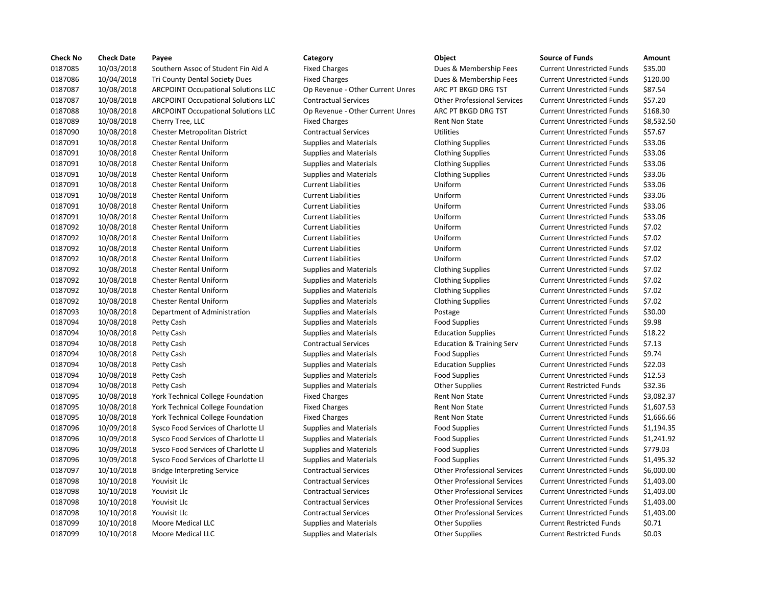| Check No | Check Date | Payee | Category | Object | Source of Funds | Amount |
|---|---|---|---|---|---|---|
| 0187085 | 10/03/2018 | Southern Assoc of Student Fin Aid A | Fixed Charges | Dues & Membership Fees | Current Unrestricted Funds | $35.00 |
| 0187086 | 10/04/2018 | Tri County Dental Society Dues | Fixed Charges | Dues & Membership Fees | Current Unrestricted Funds | $120.00 |
| 0187087 | 10/08/2018 | ARCPOINT Occupational Solutions LLC | Op Revenue - Other Current Unres | ARC PT BKGD DRG TST | Current Unrestricted Funds | $87.54 |
| 0187087 | 10/08/2018 | ARCPOINT Occupational Solutions LLC | Contractual Services | Other Professional Services | Current Unrestricted Funds | $57.20 |
| 0187088 | 10/08/2018 | ARCPOINT Occupational Solutions LLC | Op Revenue - Other Current Unres | ARC PT BKGD DRG TST | Current Unrestricted Funds | $168.30 |
| 0187089 | 10/08/2018 | Cherry Tree, LLC | Fixed Charges | Rent Non State | Current Unrestricted Funds | $8,532.50 |
| 0187090 | 10/08/2018 | Chester Metropolitan District | Contractual Services | Utilities | Current Unrestricted Funds | $57.67 |
| 0187091 | 10/08/2018 | Chester Rental Uniform | Supplies and Materials | Clothing Supplies | Current Unrestricted Funds | $33.06 |
| 0187091 | 10/08/2018 | Chester Rental Uniform | Supplies and Materials | Clothing Supplies | Current Unrestricted Funds | $33.06 |
| 0187091 | 10/08/2018 | Chester Rental Uniform | Supplies and Materials | Clothing Supplies | Current Unrestricted Funds | $33.06 |
| 0187091 | 10/08/2018 | Chester Rental Uniform | Supplies and Materials | Clothing Supplies | Current Unrestricted Funds | $33.06 |
| 0187091 | 10/08/2018 | Chester Rental Uniform | Current Liabilities | Uniform | Current Unrestricted Funds | $33.06 |
| 0187091 | 10/08/2018 | Chester Rental Uniform | Current Liabilities | Uniform | Current Unrestricted Funds | $33.06 |
| 0187091 | 10/08/2018 | Chester Rental Uniform | Current Liabilities | Uniform | Current Unrestricted Funds | $33.06 |
| 0187091 | 10/08/2018 | Chester Rental Uniform | Current Liabilities | Uniform | Current Unrestricted Funds | $33.06 |
| 0187092 | 10/08/2018 | Chester Rental Uniform | Current Liabilities | Uniform | Current Unrestricted Funds | $7.02 |
| 0187092 | 10/08/2018 | Chester Rental Uniform | Current Liabilities | Uniform | Current Unrestricted Funds | $7.02 |
| 0187092 | 10/08/2018 | Chester Rental Uniform | Current Liabilities | Uniform | Current Unrestricted Funds | $7.02 |
| 0187092 | 10/08/2018 | Chester Rental Uniform | Current Liabilities | Uniform | Current Unrestricted Funds | $7.02 |
| 0187092 | 10/08/2018 | Chester Rental Uniform | Supplies and Materials | Clothing Supplies | Current Unrestricted Funds | $7.02 |
| 0187092 | 10/08/2018 | Chester Rental Uniform | Supplies and Materials | Clothing Supplies | Current Unrestricted Funds | $7.02 |
| 0187092 | 10/08/2018 | Chester Rental Uniform | Supplies and Materials | Clothing Supplies | Current Unrestricted Funds | $7.02 |
| 0187092 | 10/08/2018 | Chester Rental Uniform | Supplies and Materials | Clothing Supplies | Current Unrestricted Funds | $7.02 |
| 0187093 | 10/08/2018 | Department of Administration | Supplies and Materials | Postage | Current Unrestricted Funds | $30.00 |
| 0187094 | 10/08/2018 | Petty Cash | Supplies and Materials | Food Supplies | Current Unrestricted Funds | $9.98 |
| 0187094 | 10/08/2018 | Petty Cash | Supplies and Materials | Education Supplies | Current Unrestricted Funds | $18.22 |
| 0187094 | 10/08/2018 | Petty Cash | Contractual Services | Education & Training Serv | Current Unrestricted Funds | $7.13 |
| 0187094 | 10/08/2018 | Petty Cash | Supplies and Materials | Food Supplies | Current Unrestricted Funds | $9.74 |
| 0187094 | 10/08/2018 | Petty Cash | Supplies and Materials | Education Supplies | Current Unrestricted Funds | $22.03 |
| 0187094 | 10/08/2018 | Petty Cash | Supplies and Materials | Food Supplies | Current Unrestricted Funds | $12.53 |
| 0187094 | 10/08/2018 | Petty Cash | Supplies and Materials | Other Supplies | Current Restricted Funds | $32.36 |
| 0187095 | 10/08/2018 | York Technical College Foundation | Fixed Charges | Rent Non State | Current Unrestricted Funds | $3,082.37 |
| 0187095 | 10/08/2018 | York Technical College Foundation | Fixed Charges | Rent Non State | Current Unrestricted Funds | $1,607.53 |
| 0187095 | 10/08/2018 | York Technical College Foundation | Fixed Charges | Rent Non State | Current Unrestricted Funds | $1,666.66 |
| 0187096 | 10/09/2018 | Sysco Food Services of Charlotte Ll | Supplies and Materials | Food Supplies | Current Unrestricted Funds | $1,194.35 |
| 0187096 | 10/09/2018 | Sysco Food Services of Charlotte Ll | Supplies and Materials | Food Supplies | Current Unrestricted Funds | $1,241.92 |
| 0187096 | 10/09/2018 | Sysco Food Services of Charlotte Ll | Supplies and Materials | Food Supplies | Current Unrestricted Funds | $779.03 |
| 0187096 | 10/09/2018 | Sysco Food Services of Charlotte Ll | Supplies and Materials | Food Supplies | Current Unrestricted Funds | $1,495.32 |
| 0187097 | 10/10/2018 | Bridge Interpreting Service | Contractual Services | Other Professional Services | Current Unrestricted Funds | $6,000.00 |
| 0187098 | 10/10/2018 | Youvisit Llc | Contractual Services | Other Professional Services | Current Unrestricted Funds | $1,403.00 |
| 0187098 | 10/10/2018 | Youvisit Llc | Contractual Services | Other Professional Services | Current Unrestricted Funds | $1,403.00 |
| 0187098 | 10/10/2018 | Youvisit Llc | Contractual Services | Other Professional Services | Current Unrestricted Funds | $1,403.00 |
| 0187098 | 10/10/2018 | Youvisit Llc | Contractual Services | Other Professional Services | Current Unrestricted Funds | $1,403.00 |
| 0187099 | 10/10/2018 | Moore Medical LLC | Supplies and Materials | Other Supplies | Current Restricted Funds | $0.71 |
| 0187099 | 10/10/2018 | Moore Medical LLC | Supplies and Materials | Other Supplies | Current Restricted Funds | $0.03 |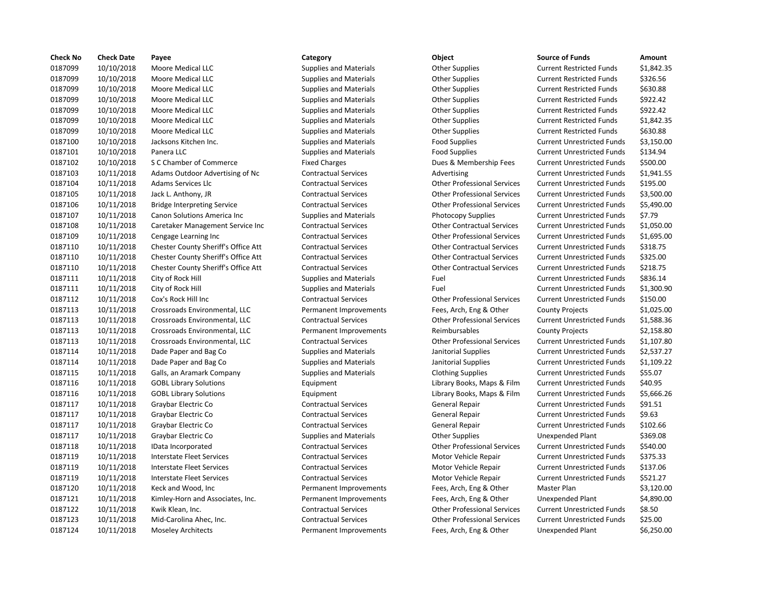| Check No | Check Date | Payee | Category | Object | Source of Funds | Amount |
|---|---|---|---|---|---|---|
| 0187099 | 10/10/2018 | Moore Medical LLC | Supplies and Materials | Other Supplies | Current Restricted Funds | $1,842.35 |
| 0187099 | 10/10/2018 | Moore Medical LLC | Supplies and Materials | Other Supplies | Current Restricted Funds | $326.56 |
| 0187099 | 10/10/2018 | Moore Medical LLC | Supplies and Materials | Other Supplies | Current Restricted Funds | $630.88 |
| 0187099 | 10/10/2018 | Moore Medical LLC | Supplies and Materials | Other Supplies | Current Restricted Funds | $922.42 |
| 0187099 | 10/10/2018 | Moore Medical LLC | Supplies and Materials | Other Supplies | Current Restricted Funds | $922.42 |
| 0187099 | 10/10/2018 | Moore Medical LLC | Supplies and Materials | Other Supplies | Current Restricted Funds | $1,842.35 |
| 0187099 | 10/10/2018 | Moore Medical LLC | Supplies and Materials | Other Supplies | Current Restricted Funds | $630.88 |
| 0187100 | 10/10/2018 | Jacksons Kitchen Inc. | Supplies and Materials | Food Supplies | Current Unrestricted Funds | $3,150.00 |
| 0187101 | 10/10/2018 | Panera LLC | Supplies and Materials | Food Supplies | Current Unrestricted Funds | $134.94 |
| 0187102 | 10/10/2018 | S C Chamber of Commerce | Fixed Charges | Dues & Membership Fees | Current Unrestricted Funds | $500.00 |
| 0187103 | 10/11/2018 | Adams Outdoor Advertising of Nc | Contractual Services | Advertising | Current Unrestricted Funds | $1,941.55 |
| 0187104 | 10/11/2018 | Adams Services Llc | Contractual Services | Other Professional Services | Current Unrestricted Funds | $195.00 |
| 0187105 | 10/11/2018 | Jack L. Anthony, JR | Contractual Services | Other Professional Services | Current Unrestricted Funds | $3,500.00 |
| 0187106 | 10/11/2018 | Bridge Interpreting Service | Contractual Services | Other Professional Services | Current Unrestricted Funds | $5,490.00 |
| 0187107 | 10/11/2018 | Canon Solutions America Inc | Supplies and Materials | Photocopy Supplies | Current Unrestricted Funds | $7.79 |
| 0187108 | 10/11/2018 | Caretaker Management Service Inc | Contractual Services | Other Contractual Services | Current Unrestricted Funds | $1,050.00 |
| 0187109 | 10/11/2018 | Cengage Learning Inc | Contractual Services | Other Professional Services | Current Unrestricted Funds | $1,695.00 |
| 0187110 | 10/11/2018 | Chester County Sheriff's Office Att | Contractual Services | Other Contractual Services | Current Unrestricted Funds | $318.75 |
| 0187110 | 10/11/2018 | Chester County Sheriff's Office Att | Contractual Services | Other Contractual Services | Current Unrestricted Funds | $325.00 |
| 0187110 | 10/11/2018 | Chester County Sheriff's Office Att | Contractual Services | Other Contractual Services | Current Unrestricted Funds | $218.75 |
| 0187111 | 10/11/2018 | City of Rock Hill | Supplies and Materials | Fuel | Current Unrestricted Funds | $836.14 |
| 0187111 | 10/11/2018 | City of Rock Hill | Supplies and Materials | Fuel | Current Unrestricted Funds | $1,300.90 |
| 0187112 | 10/11/2018 | Cox's Rock Hill Inc | Contractual Services | Other Professional Services | Current Unrestricted Funds | $150.00 |
| 0187113 | 10/11/2018 | Crossroads Environmental, LLC | Permanent Improvements | Fees, Arch, Eng & Other | County Projects | $1,025.00 |
| 0187113 | 10/11/2018 | Crossroads Environmental, LLC | Contractual Services | Other Professional Services | Current Unrestricted Funds | $1,588.36 |
| 0187113 | 10/11/2018 | Crossroads Environmental, LLC | Permanent Improvements | Reimbursables | County Projects | $2,158.80 |
| 0187113 | 10/11/2018 | Crossroads Environmental, LLC | Contractual Services | Other Professional Services | Current Unrestricted Funds | $1,107.80 |
| 0187114 | 10/11/2018 | Dade Paper and Bag Co | Supplies and Materials | Janitorial Supplies | Current Unrestricted Funds | $2,537.27 |
| 0187114 | 10/11/2018 | Dade Paper and Bag Co | Supplies and Materials | Janitorial Supplies | Current Unrestricted Funds | $1,109.22 |
| 0187115 | 10/11/2018 | Galls, an Aramark Company | Supplies and Materials | Clothing Supplies | Current Unrestricted Funds | $55.07 |
| 0187116 | 10/11/2018 | GOBL Library Solutions | Equipment | Library Books, Maps & Film | Current Unrestricted Funds | $40.95 |
| 0187116 | 10/11/2018 | GOBL Library Solutions | Equipment | Library Books, Maps & Film | Current Unrestricted Funds | $5,666.26 |
| 0187117 | 10/11/2018 | Graybar Electric Co | Contractual Services | General Repair | Current Unrestricted Funds | $91.51 |
| 0187117 | 10/11/2018 | Graybar Electric Co | Contractual Services | General Repair | Current Unrestricted Funds | $9.63 |
| 0187117 | 10/11/2018 | Graybar Electric Co | Contractual Services | General Repair | Current Unrestricted Funds | $102.66 |
| 0187117 | 10/11/2018 | Graybar Electric Co | Supplies and Materials | Other Supplies | Unexpended Plant | $369.08 |
| 0187118 | 10/11/2018 | IData Incorporated | Contractual Services | Other Professional Services | Current Unrestricted Funds | $540.00 |
| 0187119 | 10/11/2018 | Interstate Fleet Services | Contractual Services | Motor Vehicle Repair | Current Unrestricted Funds | $375.33 |
| 0187119 | 10/11/2018 | Interstate Fleet Services | Contractual Services | Motor Vehicle Repair | Current Unrestricted Funds | $137.06 |
| 0187119 | 10/11/2018 | Interstate Fleet Services | Contractual Services | Motor Vehicle Repair | Current Unrestricted Funds | $521.27 |
| 0187120 | 10/11/2018 | Keck and Wood, Inc | Permanent Improvements | Fees, Arch, Eng & Other | Master Plan | $3,120.00 |
| 0187121 | 10/11/2018 | Kimley-Horn and Associates, Inc. | Permanent Improvements | Fees, Arch, Eng & Other | Unexpended Plant | $4,890.00 |
| 0187122 | 10/11/2018 | Kwik Klean, Inc. | Contractual Services | Other Professional Services | Current Unrestricted Funds | $8.50 |
| 0187123 | 10/11/2018 | Mid-Carolina Ahec, Inc. | Contractual Services | Other Professional Services | Current Unrestricted Funds | $25.00 |
| 0187124 | 10/11/2018 | Moseley Architects | Permanent Improvements | Fees, Arch, Eng & Other | Unexpended Plant | $6,250.00 |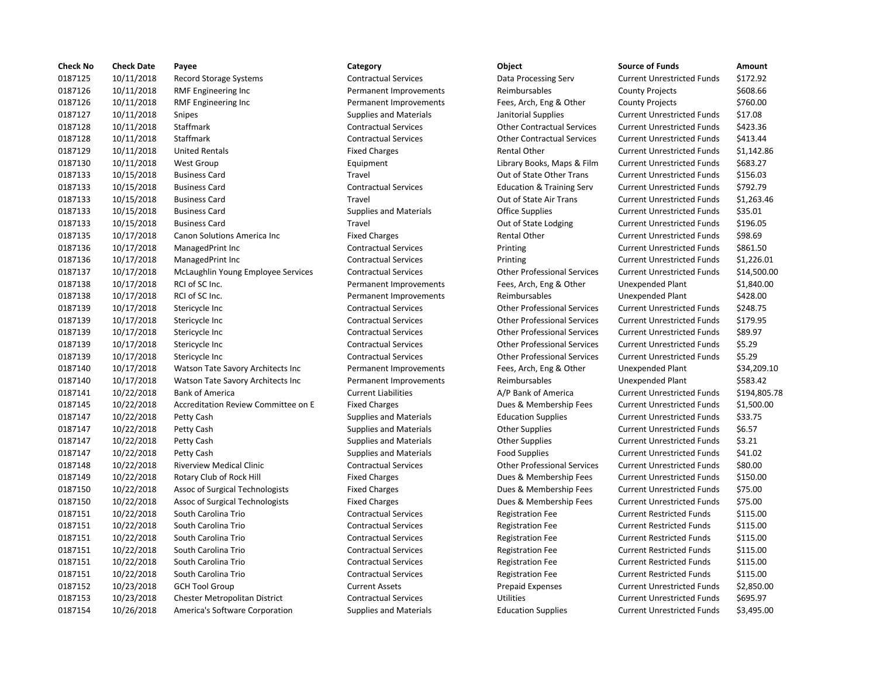| Check No | Check Date | Payee | Category | Object | Source of Funds | Amount |
|---|---|---|---|---|---|---|
| 0187125 | 10/11/2018 | Record Storage Systems | Contractual Services | Data Processing Serv | Current Unrestricted Funds | $172.92 |
| 0187126 | 10/11/2018 | RMF Engineering Inc | Permanent Improvements | Reimbursables | County Projects | $608.66 |
| 0187126 | 10/11/2018 | RMF Engineering Inc | Permanent Improvements | Fees, Arch, Eng & Other | County Projects | $760.00 |
| 0187127 | 10/11/2018 | Snipes | Supplies and Materials | Janitorial Supplies | Current Unrestricted Funds | $17.08 |
| 0187128 | 10/11/2018 | Staffmark | Contractual Services | Other Contractual Services | Current Unrestricted Funds | $423.36 |
| 0187128 | 10/11/2018 | Staffmark | Contractual Services | Other Contractual Services | Current Unrestricted Funds | $413.44 |
| 0187129 | 10/11/2018 | United Rentals | Fixed Charges | Rental Other | Current Unrestricted Funds | $1,142.86 |
| 0187130 | 10/11/2018 | West Group | Equipment | Library Books, Maps & Film | Current Unrestricted Funds | $683.27 |
| 0187133 | 10/15/2018 | Business Card | Travel | Out of State Other Trans | Current Unrestricted Funds | $156.03 |
| 0187133 | 10/15/2018 | Business Card | Contractual Services | Education & Training Serv | Current Unrestricted Funds | $792.79 |
| 0187133 | 10/15/2018 | Business Card | Travel | Out of State Air Trans | Current Unrestricted Funds | $1,263.46 |
| 0187133 | 10/15/2018 | Business Card | Supplies and Materials | Office Supplies | Current Unrestricted Funds | $35.01 |
| 0187133 | 10/15/2018 | Business Card | Travel | Out of State Lodging | Current Unrestricted Funds | $196.05 |
| 0187135 | 10/17/2018 | Canon Solutions America Inc | Fixed Charges | Rental Other | Current Unrestricted Funds | $98.69 |
| 0187136 | 10/17/2018 | ManagedPrint Inc | Contractual Services | Printing | Current Unrestricted Funds | $861.50 |
| 0187136 | 10/17/2018 | ManagedPrint Inc | Contractual Services | Printing | Current Unrestricted Funds | $1,226.01 |
| 0187137 | 10/17/2018 | McLaughlin Young Employee Services | Contractual Services | Other Professional Services | Current Unrestricted Funds | $14,500.00 |
| 0187138 | 10/17/2018 | RCI of SC Inc. | Permanent Improvements | Fees, Arch, Eng & Other | Unexpended Plant | $1,840.00 |
| 0187138 | 10/17/2018 | RCI of SC Inc. | Permanent Improvements | Reimbursables | Unexpended Plant | $428.00 |
| 0187139 | 10/17/2018 | Stericycle Inc | Contractual Services | Other Professional Services | Current Unrestricted Funds | $248.75 |
| 0187139 | 10/17/2018 | Stericycle Inc | Contractual Services | Other Professional Services | Current Unrestricted Funds | $179.95 |
| 0187139 | 10/17/2018 | Stericycle Inc | Contractual Services | Other Professional Services | Current Unrestricted Funds | $89.97 |
| 0187139 | 10/17/2018 | Stericycle Inc | Contractual Services | Other Professional Services | Current Unrestricted Funds | $5.29 |
| 0187139 | 10/17/2018 | Stericycle Inc | Contractual Services | Other Professional Services | Current Unrestricted Funds | $5.29 |
| 0187140 | 10/17/2018 | Watson Tate Savory Architects Inc | Permanent Improvements | Fees, Arch, Eng & Other | Unexpended Plant | $34,209.10 |
| 0187140 | 10/17/2018 | Watson Tate Savory Architects Inc | Permanent Improvements | Reimbursables | Unexpended Plant | $583.42 |
| 0187141 | 10/22/2018 | Bank of America | Current Liabilities | A/P Bank of America | Current Unrestricted Funds | $194,805.78 |
| 0187145 | 10/22/2018 | Accreditation Review Committee on E | Fixed Charges | Dues & Membership Fees | Current Unrestricted Funds | $1,500.00 |
| 0187147 | 10/22/2018 | Petty Cash | Supplies and Materials | Education Supplies | Current Unrestricted Funds | $33.75 |
| 0187147 | 10/22/2018 | Petty Cash | Supplies and Materials | Other Supplies | Current Unrestricted Funds | $6.57 |
| 0187147 | 10/22/2018 | Petty Cash | Supplies and Materials | Other Supplies | Current Unrestricted Funds | $3.21 |
| 0187147 | 10/22/2018 | Petty Cash | Supplies and Materials | Food Supplies | Current Unrestricted Funds | $41.02 |
| 0187148 | 10/22/2018 | Riverview Medical Clinic | Contractual Services | Other Professional Services | Current Unrestricted Funds | $80.00 |
| 0187149 | 10/22/2018 | Rotary Club of Rock Hill | Fixed Charges | Dues & Membership Fees | Current Unrestricted Funds | $150.00 |
| 0187150 | 10/22/2018 | Assoc of Surgical Technologists | Fixed Charges | Dues & Membership Fees | Current Unrestricted Funds | $75.00 |
| 0187150 | 10/22/2018 | Assoc of Surgical Technologists | Fixed Charges | Dues & Membership Fees | Current Unrestricted Funds | $75.00 |
| 0187151 | 10/22/2018 | South Carolina Trio | Contractual Services | Registration Fee | Current Restricted Funds | $115.00 |
| 0187151 | 10/22/2018 | South Carolina Trio | Contractual Services | Registration Fee | Current Restricted Funds | $115.00 |
| 0187151 | 10/22/2018 | South Carolina Trio | Contractual Services | Registration Fee | Current Restricted Funds | $115.00 |
| 0187151 | 10/22/2018 | South Carolina Trio | Contractual Services | Registration Fee | Current Restricted Funds | $115.00 |
| 0187151 | 10/22/2018 | South Carolina Trio | Contractual Services | Registration Fee | Current Restricted Funds | $115.00 |
| 0187151 | 10/22/2018 | South Carolina Trio | Contractual Services | Registration Fee | Current Restricted Funds | $115.00 |
| 0187152 | 10/23/2018 | GCH Tool Group | Current Assets | Prepaid Expenses | Current Unrestricted Funds | $2,850.00 |
| 0187153 | 10/23/2018 | Chester Metropolitan District | Contractual Services | Utilities | Current Unrestricted Funds | $695.97 |
| 0187154 | 10/26/2018 | America's Software Corporation | Supplies and Materials | Education Supplies | Current Unrestricted Funds | $3,495.00 |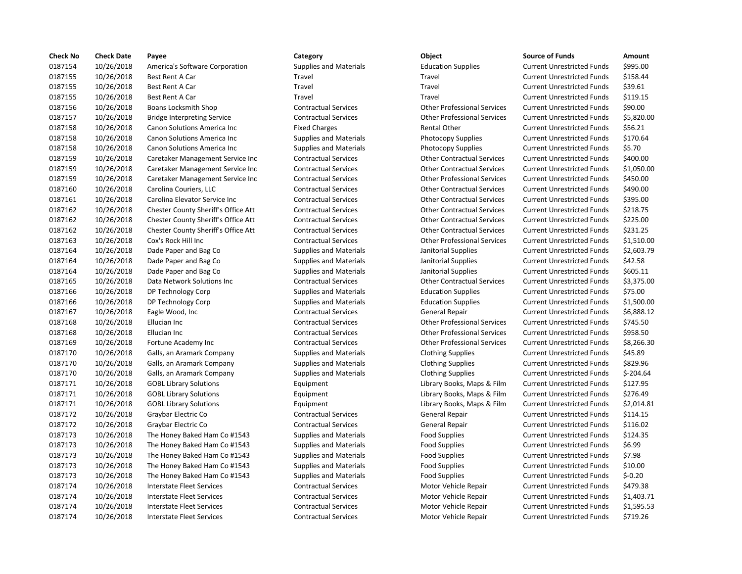| Check No | Check Date | Payee | Category | Object | Source of Funds | Amount |
|---|---|---|---|---|---|---|
| 0187154 | 10/26/2018 | America's Software Corporation | Supplies and Materials | Education Supplies | Current Unrestricted Funds | $995.00 |
| 0187155 | 10/26/2018 | Best Rent A Car | Travel | Travel | Current Unrestricted Funds | $158.44 |
| 0187155 | 10/26/2018 | Best Rent A Car | Travel | Travel | Current Unrestricted Funds | $39.61 |
| 0187155 | 10/26/2018 | Best Rent A Car | Travel | Travel | Current Unrestricted Funds | $119.15 |
| 0187156 | 10/26/2018 | Boans Locksmith Shop | Contractual Services | Other Professional Services | Current Unrestricted Funds | $90.00 |
| 0187157 | 10/26/2018 | Bridge Interpreting Service | Contractual Services | Other Professional Services | Current Unrestricted Funds | $5,820.00 |
| 0187158 | 10/26/2018 | Canon Solutions America Inc | Fixed Charges | Rental Other | Current Unrestricted Funds | $56.21 |
| 0187158 | 10/26/2018 | Canon Solutions America Inc | Supplies and Materials | Photocopy Supplies | Current Unrestricted Funds | $170.64 |
| 0187158 | 10/26/2018 | Canon Solutions America Inc | Supplies and Materials | Photocopy Supplies | Current Unrestricted Funds | $5.70 |
| 0187159 | 10/26/2018 | Caretaker Management Service Inc | Contractual Services | Other Contractual Services | Current Unrestricted Funds | $400.00 |
| 0187159 | 10/26/2018 | Caretaker Management Service Inc | Contractual Services | Other Contractual Services | Current Unrestricted Funds | $1,050.00 |
| 0187159 | 10/26/2018 | Caretaker Management Service Inc | Contractual Services | Other Professional Services | Current Unrestricted Funds | $450.00 |
| 0187160 | 10/26/2018 | Carolina Couriers, LLC | Contractual Services | Other Contractual Services | Current Unrestricted Funds | $490.00 |
| 0187161 | 10/26/2018 | Carolina Elevator Service Inc | Contractual Services | Other Contractual Services | Current Unrestricted Funds | $395.00 |
| 0187162 | 10/26/2018 | Chester County Sheriff's Office Att | Contractual Services | Other Contractual Services | Current Unrestricted Funds | $218.75 |
| 0187162 | 10/26/2018 | Chester County Sheriff's Office Att | Contractual Services | Other Contractual Services | Current Unrestricted Funds | $225.00 |
| 0187162 | 10/26/2018 | Chester County Sheriff's Office Att | Contractual Services | Other Contractual Services | Current Unrestricted Funds | $231.25 |
| 0187163 | 10/26/2018 | Cox's Rock Hill Inc | Contractual Services | Other Professional Services | Current Unrestricted Funds | $1,510.00 |
| 0187164 | 10/26/2018 | Dade Paper and Bag Co | Supplies and Materials | Janitorial Supplies | Current Unrestricted Funds | $2,603.79 |
| 0187164 | 10/26/2018 | Dade Paper and Bag Co | Supplies and Materials | Janitorial Supplies | Current Unrestricted Funds | $42.58 |
| 0187164 | 10/26/2018 | Dade Paper and Bag Co | Supplies and Materials | Janitorial Supplies | Current Unrestricted Funds | $605.11 |
| 0187165 | 10/26/2018 | Data Network Solutions Inc | Contractual Services | Other Contractual Services | Current Unrestricted Funds | $3,375.00 |
| 0187166 | 10/26/2018 | DP Technology Corp | Supplies and Materials | Education Supplies | Current Unrestricted Funds | $75.00 |
| 0187166 | 10/26/2018 | DP Technology Corp | Supplies and Materials | Education Supplies | Current Unrestricted Funds | $1,500.00 |
| 0187167 | 10/26/2018 | Eagle Wood, Inc | Contractual Services | General Repair | Current Unrestricted Funds | $6,888.12 |
| 0187168 | 10/26/2018 | Ellucian Inc | Contractual Services | Other Professional Services | Current Unrestricted Funds | $745.50 |
| 0187168 | 10/26/2018 | Ellucian Inc | Contractual Services | Other Professional Services | Current Unrestricted Funds | $958.50 |
| 0187169 | 10/26/2018 | Fortune Academy Inc | Contractual Services | Other Professional Services | Current Unrestricted Funds | $8,266.30 |
| 0187170 | 10/26/2018 | Galls, an Aramark Company | Supplies and Materials | Clothing Supplies | Current Unrestricted Funds | $45.89 |
| 0187170 | 10/26/2018 | Galls, an Aramark Company | Supplies and Materials | Clothing Supplies | Current Unrestricted Funds | $829.96 |
| 0187170 | 10/26/2018 | Galls, an Aramark Company | Supplies and Materials | Clothing Supplies | Current Unrestricted Funds | $-204.64 |
| 0187171 | 10/26/2018 | GOBL Library Solutions | Equipment | Library Books, Maps & Film | Current Unrestricted Funds | $127.95 |
| 0187171 | 10/26/2018 | GOBL Library Solutions | Equipment | Library Books, Maps & Film | Current Unrestricted Funds | $276.49 |
| 0187171 | 10/26/2018 | GOBL Library Solutions | Equipment | Library Books, Maps & Film | Current Unrestricted Funds | $2,014.81 |
| 0187172 | 10/26/2018 | Graybar Electric Co | Contractual Services | General Repair | Current Unrestricted Funds | $114.15 |
| 0187172 | 10/26/2018 | Graybar Electric Co | Contractual Services | General Repair | Current Unrestricted Funds | $116.02 |
| 0187173 | 10/26/2018 | The Honey Baked Ham Co #1543 | Supplies and Materials | Food Supplies | Current Unrestricted Funds | $124.35 |
| 0187173 | 10/26/2018 | The Honey Baked Ham Co #1543 | Supplies and Materials | Food Supplies | Current Unrestricted Funds | $6.99 |
| 0187173 | 10/26/2018 | The Honey Baked Ham Co #1543 | Supplies and Materials | Food Supplies | Current Unrestricted Funds | $7.98 |
| 0187173 | 10/26/2018 | The Honey Baked Ham Co #1543 | Supplies and Materials | Food Supplies | Current Unrestricted Funds | $10.00 |
| 0187173 | 10/26/2018 | The Honey Baked Ham Co #1543 | Supplies and Materials | Food Supplies | Current Unrestricted Funds | $-0.20 |
| 0187174 | 10/26/2018 | Interstate Fleet Services | Contractual Services | Motor Vehicle Repair | Current Unrestricted Funds | $479.38 |
| 0187174 | 10/26/2018 | Interstate Fleet Services | Contractual Services | Motor Vehicle Repair | Current Unrestricted Funds | $1,403.71 |
| 0187174 | 10/26/2018 | Interstate Fleet Services | Contractual Services | Motor Vehicle Repair | Current Unrestricted Funds | $1,595.53 |
| 0187174 | 10/26/2018 | Interstate Fleet Services | Contractual Services | Motor Vehicle Repair | Current Unrestricted Funds | $719.26 |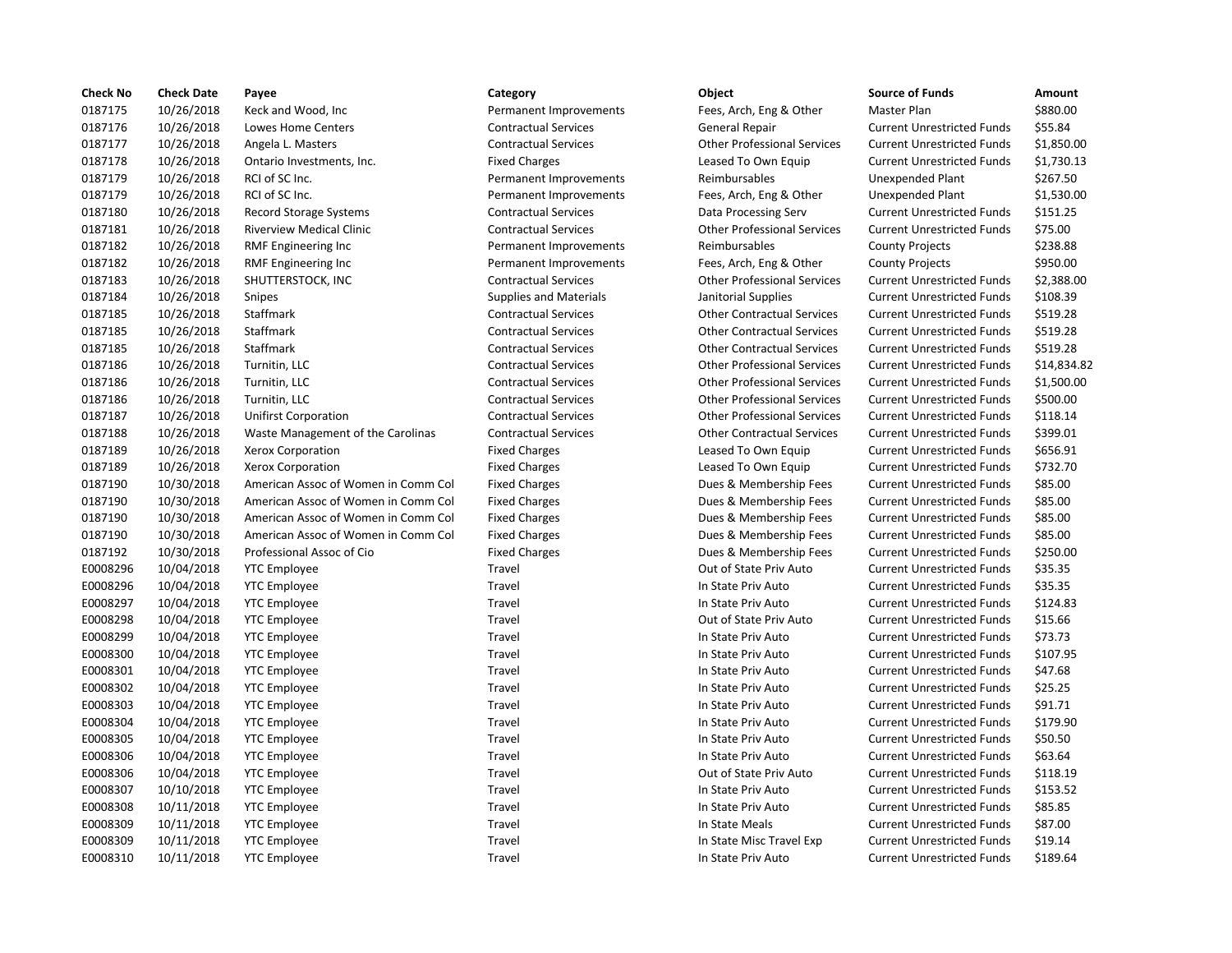| Check No | Check Date | Payee | Category | Object | Source of Funds | Amount |
|---|---|---|---|---|---|---|
| 0187175 | 10/26/2018 | Keck and Wood, Inc | Permanent Improvements | Fees, Arch, Eng & Other | Master Plan | $880.00 |
| 0187176 | 10/26/2018 | Lowes Home Centers | Contractual Services | General Repair | Current Unrestricted Funds | $55.84 |
| 0187177 | 10/26/2018 | Angela L. Masters | Contractual Services | Other Professional Services | Current Unrestricted Funds | $1,850.00 |
| 0187178 | 10/26/2018 | Ontario Investments, Inc. | Fixed Charges | Leased To Own Equip | Current Unrestricted Funds | $1,730.13 |
| 0187179 | 10/26/2018 | RCI of SC Inc. | Permanent Improvements | Reimbursables | Unexpended Plant | $267.50 |
| 0187179 | 10/26/2018 | RCI of SC Inc. | Permanent Improvements | Fees, Arch, Eng & Other | Unexpended Plant | $1,530.00 |
| 0187180 | 10/26/2018 | Record Storage Systems | Contractual Services | Data Processing Serv | Current Unrestricted Funds | $151.25 |
| 0187181 | 10/26/2018 | Riverview Medical Clinic | Contractual Services | Other Professional Services | Current Unrestricted Funds | $75.00 |
| 0187182 | 10/26/2018 | RMF Engineering Inc | Permanent Improvements | Reimbursables | County Projects | $238.88 |
| 0187182 | 10/26/2018 | RMF Engineering Inc | Permanent Improvements | Fees, Arch, Eng & Other | County Projects | $950.00 |
| 0187183 | 10/26/2018 | SHUTTERSTOCK, INC | Contractual Services | Other Professional Services | Current Unrestricted Funds | $2,388.00 |
| 0187184 | 10/26/2018 | Snipes | Supplies and Materials | Janitorial Supplies | Current Unrestricted Funds | $108.39 |
| 0187185 | 10/26/2018 | Staffmark | Contractual Services | Other Contractual Services | Current Unrestricted Funds | $519.28 |
| 0187185 | 10/26/2018 | Staffmark | Contractual Services | Other Contractual Services | Current Unrestricted Funds | $519.28 |
| 0187185 | 10/26/2018 | Staffmark | Contractual Services | Other Contractual Services | Current Unrestricted Funds | $519.28 |
| 0187186 | 10/26/2018 | Turnitin, LLC | Contractual Services | Other Professional Services | Current Unrestricted Funds | $14,834.82 |
| 0187186 | 10/26/2018 | Turnitin, LLC | Contractual Services | Other Professional Services | Current Unrestricted Funds | $1,500.00 |
| 0187186 | 10/26/2018 | Turnitin, LLC | Contractual Services | Other Professional Services | Current Unrestricted Funds | $500.00 |
| 0187187 | 10/26/2018 | Unifirst Corporation | Contractual Services | Other Professional Services | Current Unrestricted Funds | $118.14 |
| 0187188 | 10/26/2018 | Waste Management of the Carolinas | Contractual Services | Other Contractual Services | Current Unrestricted Funds | $399.01 |
| 0187189 | 10/26/2018 | Xerox Corporation | Fixed Charges | Leased To Own Equip | Current Unrestricted Funds | $656.91 |
| 0187189 | 10/26/2018 | Xerox Corporation | Fixed Charges | Leased To Own Equip | Current Unrestricted Funds | $732.70 |
| 0187190 | 10/30/2018 | American Assoc of Women in Comm Col | Fixed Charges | Dues & Membership Fees | Current Unrestricted Funds | $85.00 |
| 0187190 | 10/30/2018 | American Assoc of Women in Comm Col | Fixed Charges | Dues & Membership Fees | Current Unrestricted Funds | $85.00 |
| 0187190 | 10/30/2018 | American Assoc of Women in Comm Col | Fixed Charges | Dues & Membership Fees | Current Unrestricted Funds | $85.00 |
| 0187190 | 10/30/2018 | American Assoc of Women in Comm Col | Fixed Charges | Dues & Membership Fees | Current Unrestricted Funds | $85.00 |
| 0187192 | 10/30/2018 | Professional Assoc of Cio | Fixed Charges | Dues & Membership Fees | Current Unrestricted Funds | $250.00 |
| E0008296 | 10/04/2018 | YTC Employee | Travel | Out of State Priv Auto | Current Unrestricted Funds | $35.35 |
| E0008296 | 10/04/2018 | YTC Employee | Travel | In State Priv Auto | Current Unrestricted Funds | $35.35 |
| E0008297 | 10/04/2018 | YTC Employee | Travel | In State Priv Auto | Current Unrestricted Funds | $124.83 |
| E0008298 | 10/04/2018 | YTC Employee | Travel | Out of State Priv Auto | Current Unrestricted Funds | $15.66 |
| E0008299 | 10/04/2018 | YTC Employee | Travel | In State Priv Auto | Current Unrestricted Funds | $73.73 |
| E0008300 | 10/04/2018 | YTC Employee | Travel | In State Priv Auto | Current Unrestricted Funds | $107.95 |
| E0008301 | 10/04/2018 | YTC Employee | Travel | In State Priv Auto | Current Unrestricted Funds | $47.68 |
| E0008302 | 10/04/2018 | YTC Employee | Travel | In State Priv Auto | Current Unrestricted Funds | $25.25 |
| E0008303 | 10/04/2018 | YTC Employee | Travel | In State Priv Auto | Current Unrestricted Funds | $91.71 |
| E0008304 | 10/04/2018 | YTC Employee | Travel | In State Priv Auto | Current Unrestricted Funds | $179.90 |
| E0008305 | 10/04/2018 | YTC Employee | Travel | In State Priv Auto | Current Unrestricted Funds | $50.50 |
| E0008306 | 10/04/2018 | YTC Employee | Travel | In State Priv Auto | Current Unrestricted Funds | $63.64 |
| E0008306 | 10/04/2018 | YTC Employee | Travel | Out of State Priv Auto | Current Unrestricted Funds | $118.19 |
| E0008307 | 10/10/2018 | YTC Employee | Travel | In State Priv Auto | Current Unrestricted Funds | $153.52 |
| E0008308 | 10/11/2018 | YTC Employee | Travel | In State Priv Auto | Current Unrestricted Funds | $85.85 |
| E0008309 | 10/11/2018 | YTC Employee | Travel | In State Meals | Current Unrestricted Funds | $87.00 |
| E0008309 | 10/11/2018 | YTC Employee | Travel | In State Misc Travel Exp | Current Unrestricted Funds | $19.14 |
| E0008310 | 10/11/2018 | YTC Employee | Travel | In State Priv Auto | Current Unrestricted Funds | $189.64 |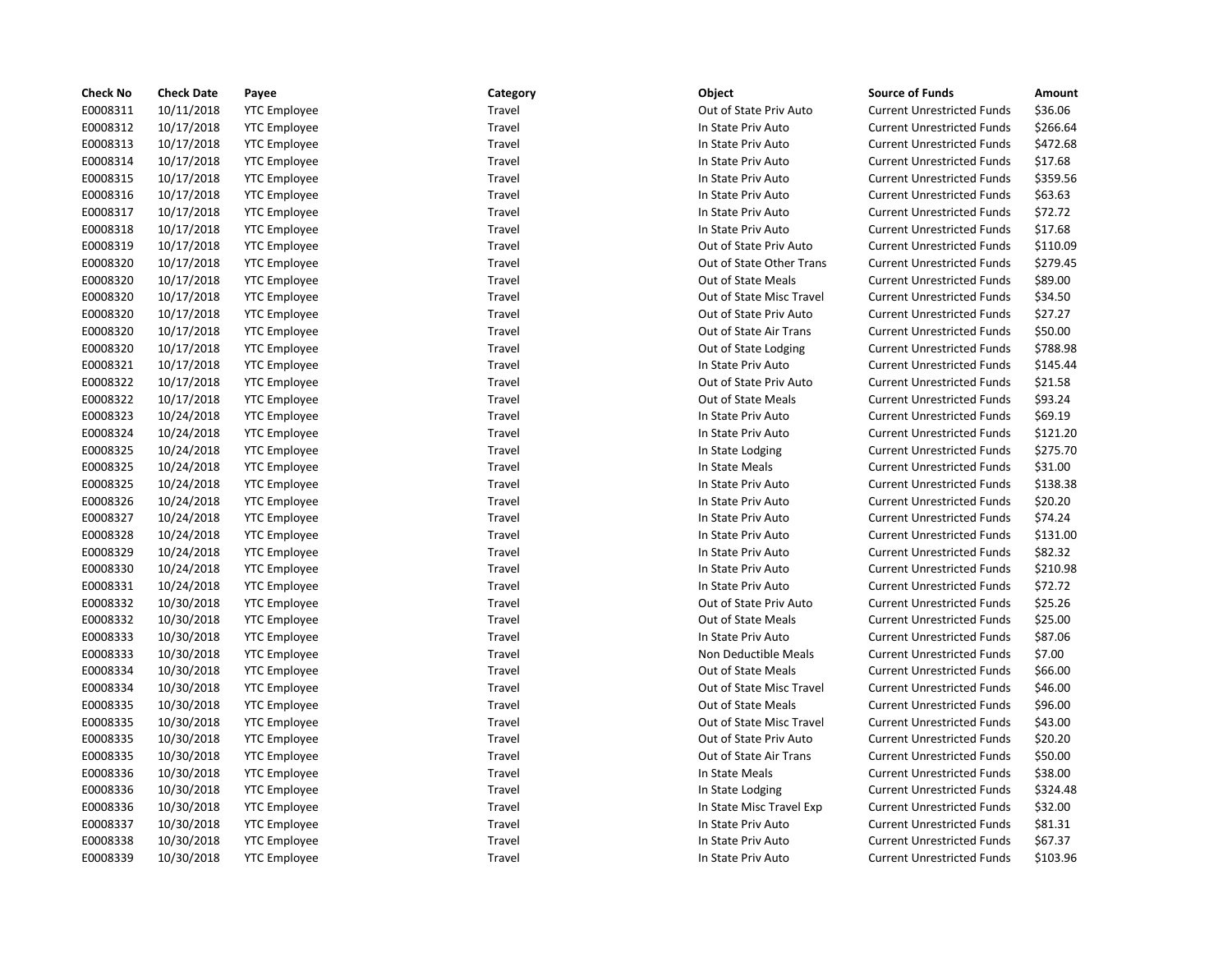| Check No | Check Date | Payee | Category | Object | Source of Funds | Amount |
| --- | --- | --- | --- | --- | --- | --- |
| E0008311 | 10/11/2018 | YTC Employee | Travel | Out of State Priv Auto | Current Unrestricted Funds | $36.06 |
| E0008312 | 10/17/2018 | YTC Employee | Travel | In State Priv Auto | Current Unrestricted Funds | $266.64 |
| E0008313 | 10/17/2018 | YTC Employee | Travel | In State Priv Auto | Current Unrestricted Funds | $472.68 |
| E0008314 | 10/17/2018 | YTC Employee | Travel | In State Priv Auto | Current Unrestricted Funds | $17.68 |
| E0008315 | 10/17/2018 | YTC Employee | Travel | In State Priv Auto | Current Unrestricted Funds | $359.56 |
| E0008316 | 10/17/2018 | YTC Employee | Travel | In State Priv Auto | Current Unrestricted Funds | $63.63 |
| E0008317 | 10/17/2018 | YTC Employee | Travel | In State Priv Auto | Current Unrestricted Funds | $72.72 |
| E0008318 | 10/17/2018 | YTC Employee | Travel | In State Priv Auto | Current Unrestricted Funds | $17.68 |
| E0008319 | 10/17/2018 | YTC Employee | Travel | Out of State Priv Auto | Current Unrestricted Funds | $110.09 |
| E0008320 | 10/17/2018 | YTC Employee | Travel | Out of State Other Trans | Current Unrestricted Funds | $279.45 |
| E0008320 | 10/17/2018 | YTC Employee | Travel | Out of State Meals | Current Unrestricted Funds | $89.00 |
| E0008320 | 10/17/2018 | YTC Employee | Travel | Out of State Misc Travel | Current Unrestricted Funds | $34.50 |
| E0008320 | 10/17/2018 | YTC Employee | Travel | Out of State Priv Auto | Current Unrestricted Funds | $27.27 |
| E0008320 | 10/17/2018 | YTC Employee | Travel | Out of State Air Trans | Current Unrestricted Funds | $50.00 |
| E0008320 | 10/17/2018 | YTC Employee | Travel | Out of State Lodging | Current Unrestricted Funds | $788.98 |
| E0008321 | 10/17/2018 | YTC Employee | Travel | In State Priv Auto | Current Unrestricted Funds | $145.44 |
| E0008322 | 10/17/2018 | YTC Employee | Travel | Out of State Priv Auto | Current Unrestricted Funds | $21.58 |
| E0008322 | 10/17/2018 | YTC Employee | Travel | Out of State Meals | Current Unrestricted Funds | $93.24 |
| E0008323 | 10/24/2018 | YTC Employee | Travel | In State Priv Auto | Current Unrestricted Funds | $69.19 |
| E0008324 | 10/24/2018 | YTC Employee | Travel | In State Priv Auto | Current Unrestricted Funds | $121.20 |
| E0008325 | 10/24/2018 | YTC Employee | Travel | In State Lodging | Current Unrestricted Funds | $275.70 |
| E0008325 | 10/24/2018 | YTC Employee | Travel | In State Meals | Current Unrestricted Funds | $31.00 |
| E0008325 | 10/24/2018 | YTC Employee | Travel | In State Priv Auto | Current Unrestricted Funds | $138.38 |
| E0008326 | 10/24/2018 | YTC Employee | Travel | In State Priv Auto | Current Unrestricted Funds | $20.20 |
| E0008327 | 10/24/2018 | YTC Employee | Travel | In State Priv Auto | Current Unrestricted Funds | $74.24 |
| E0008328 | 10/24/2018 | YTC Employee | Travel | In State Priv Auto | Current Unrestricted Funds | $131.00 |
| E0008329 | 10/24/2018 | YTC Employee | Travel | In State Priv Auto | Current Unrestricted Funds | $82.32 |
| E0008330 | 10/24/2018 | YTC Employee | Travel | In State Priv Auto | Current Unrestricted Funds | $210.98 |
| E0008331 | 10/24/2018 | YTC Employee | Travel | In State Priv Auto | Current Unrestricted Funds | $72.72 |
| E0008332 | 10/30/2018 | YTC Employee | Travel | Out of State Priv Auto | Current Unrestricted Funds | $25.26 |
| E0008332 | 10/30/2018 | YTC Employee | Travel | Out of State Meals | Current Unrestricted Funds | $25.00 |
| E0008333 | 10/30/2018 | YTC Employee | Travel | In State Priv Auto | Current Unrestricted Funds | $87.06 |
| E0008333 | 10/30/2018 | YTC Employee | Travel | Non Deductible Meals | Current Unrestricted Funds | $7.00 |
| E0008334 | 10/30/2018 | YTC Employee | Travel | Out of State Meals | Current Unrestricted Funds | $66.00 |
| E0008334 | 10/30/2018 | YTC Employee | Travel | Out of State Misc Travel | Current Unrestricted Funds | $46.00 |
| E0008335 | 10/30/2018 | YTC Employee | Travel | Out of State Meals | Current Unrestricted Funds | $96.00 |
| E0008335 | 10/30/2018 | YTC Employee | Travel | Out of State Misc Travel | Current Unrestricted Funds | $43.00 |
| E0008335 | 10/30/2018 | YTC Employee | Travel | Out of State Priv Auto | Current Unrestricted Funds | $20.20 |
| E0008335 | 10/30/2018 | YTC Employee | Travel | Out of State Air Trans | Current Unrestricted Funds | $50.00 |
| E0008336 | 10/30/2018 | YTC Employee | Travel | In State Meals | Current Unrestricted Funds | $38.00 |
| E0008336 | 10/30/2018 | YTC Employee | Travel | In State Lodging | Current Unrestricted Funds | $324.48 |
| E0008336 | 10/30/2018 | YTC Employee | Travel | In State Misc Travel Exp | Current Unrestricted Funds | $32.00 |
| E0008337 | 10/30/2018 | YTC Employee | Travel | In State Priv Auto | Current Unrestricted Funds | $81.31 |
| E0008338 | 10/30/2018 | YTC Employee | Travel | In State Priv Auto | Current Unrestricted Funds | $67.37 |
| E0008339 | 10/30/2018 | YTC Employee | Travel | In State Priv Auto | Current Unrestricted Funds | $103.96 |